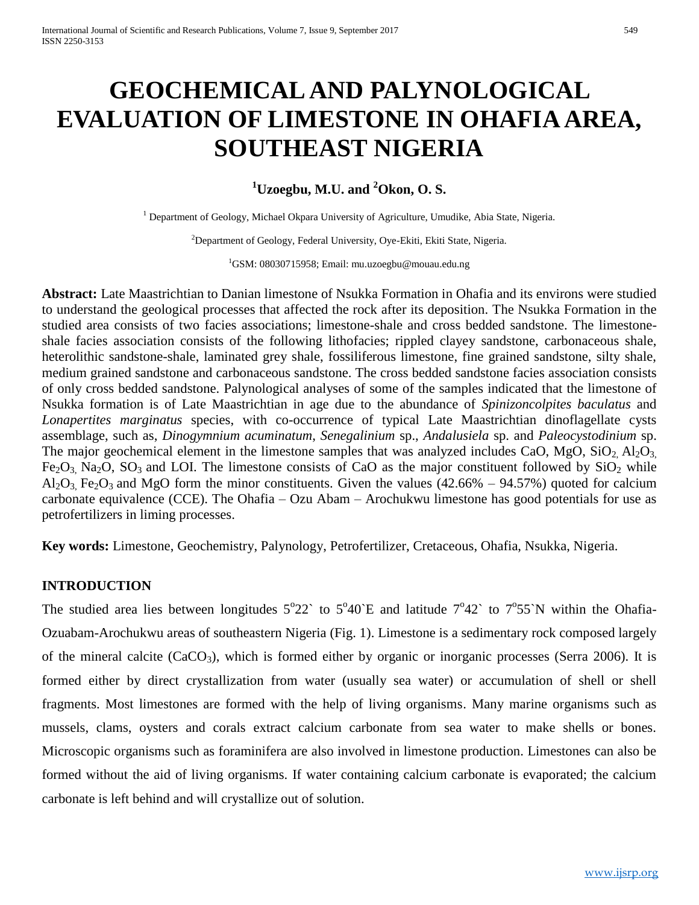# GEOCHEMICAL AND PALYNOLOGICAL EVALUATION OF LIMESTONE IN OHAFIA AREA, SOUTHEAST NIGERIA

**[1]Uzoegbu, M.U. and [2]Okon, O. S.**

[1] Department of Geology, Michael Okpara University of Agriculture, Umudike, Abia State, Nigeria.

[2]Department of Geology, Federal University, Oye-Ekiti, Ekiti State, Nigeria.

[1]GSM: 08030715958; Email: mu.uzoegbu@mouau.edu.ng

**Abstract:** Late Maastrichtian to Danian limestone of Nsukka Formation in Ohafia and its environs were studied to understand the geological processes that affected the rock after its deposition. The Nsukka Formation in the studied area consists of two facies associations; limestone-shale and cross bedded sandstone. The limestone-shale facies association consists of the following lithofacies; rippled clayey sandstone, carbonaceous shale, heterolithic sandstone-shale, laminated grey shale, fossiliferous limestone, fine grained sandstone, silty shale, medium grained sandstone and carbonaceous sandstone. The cross bedded sandstone facies association consists of only cross bedded sandstone. Palynological analyses of some of the samples indicated that the limestone of Nsukka formation is of Late Maastrichtian in age due to the abundance of *Spinizoncolpites baculatus* and *Lonapertites marginatus* species, with co-occurrence of typical Late Maastrichtian dinoflagellate cysts assemblage, such as, *Dinogymnium acuminatum*, *Senegalinium* sp., *Andalusiela* sp. and *Paleocystodinium* sp. The major geochemical element in the limestone samples that was analyzed includes CaO, MgO, $SiO_2$, $Al_2O_3$, $Fe_2O_3$, $Na_2O$, $SO_3$ and LOI. The limestone consists of CaO as the major constituent followed by $SiO_2$ while $Al_2O_3$, $Fe_2O_3$ and MgO form the minor constituents. Given the values (42.66% – 94.57%) quoted for calcium carbonate equivalence (CCE). The Ohafia – Ozu Abam – Arochukwu limestone has good potentials for use as petrofertilizers in liming processes.

**Key words:** Limestone, Geochemistry, Palynology, Petrofertilizer, Cretaceous, Ohafia, Nsukka, Nigeria.

## INTRODUCTION

The studied area lies between longitudes 5°22` to 5°40`E and latitude 7°42` to 7°55`N within the Ohafia-Ozuabam-Arochukwu areas of southeastern Nigeria (Fig. 1). Limestone is a sedimentary rock composed largely of the mineral calcite ($CaCO_3$), which is formed either by organic or inorganic processes (Serra 2006). It is formed either by direct crystallization from water (usually sea water) or accumulation of shell or shell fragments. Most limestones are formed with the help of living organisms. Many marine organisms such as mussels, clams, oysters and corals extract calcium carbonate from sea water to make shells or bones. Microscopic organisms such as foraminifera are also involved in limestone production. Limestones can also be formed without the aid of living organisms. If water containing calcium carbonate is evaporated; the calcium carbonate is left behind and will crystallize out of solution.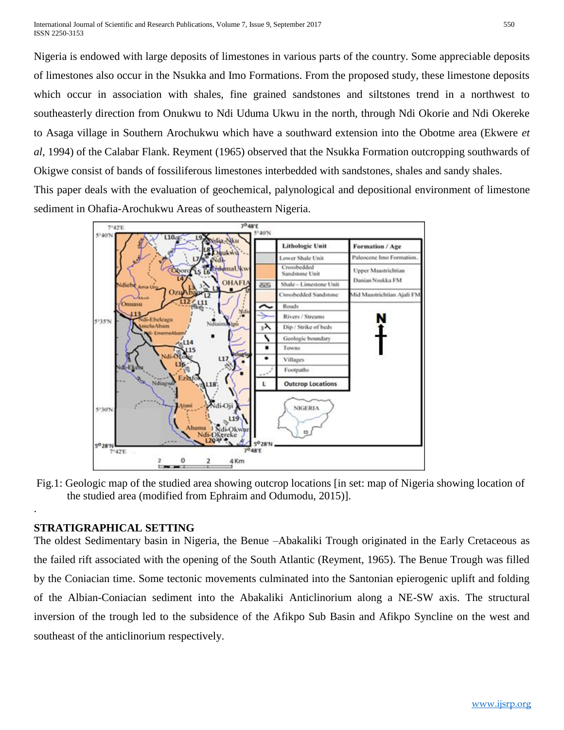Nigeria is endowed with large deposits of limestones in various parts of the country. Some appreciable deposits of limestones also occur in the Nsukka and Imo Formations. From the proposed study, these limestone deposits which occur in association with shales, fine grained sandstones and siltstones trend in a northwest to southeasterly direction from Onukwu to Ndi Uduma Ukwu in the north, through Ndi Okorie and Ndi Okereke to Asaga village in Southern Arochukwu which have a southward extension into the Obotme area (Ekwere *et al,* 1994) of the Calabar Flank. Reyment (1965) observed that the Nsukka Formation outcropping southwards of Okigwe consist of bands of fossiliferous limestones interbedded with sandstones, shales and sandy shales.

This paper deals with the evaluation of geochemical, palynological and depositional environment of limestone sediment in Ohafia-Arochukwu Areas of southeastern Nigeria.

Fig.1: Geologic map of the studied area showing outcrop locations [in set: map of Nigeria showing location of the studied area (modified from Ephraim and Odumodu, 2015)].

## STRATIGRAPHICAL SETTING

The oldest Sedimentary basin in Nigeria, the Benue –Abakaliki Trough originated in the Early Cretaceous as the failed rift associated with the opening of the South Atlantic (Reyment, 1965). The Benue Trough was filled by the Coniacian time. Some tectonic movements culminated into the Santonian epierogenic uplift and folding of the Albian-Coniacian sediment into the Abakaliki Anticlinorium along a NE-SW axis. The structural inversion of the trough led to the subsidence of the Afikpo Sub Basin and Afikpo Syncline on the west and southeast of the anticlinorium respectively.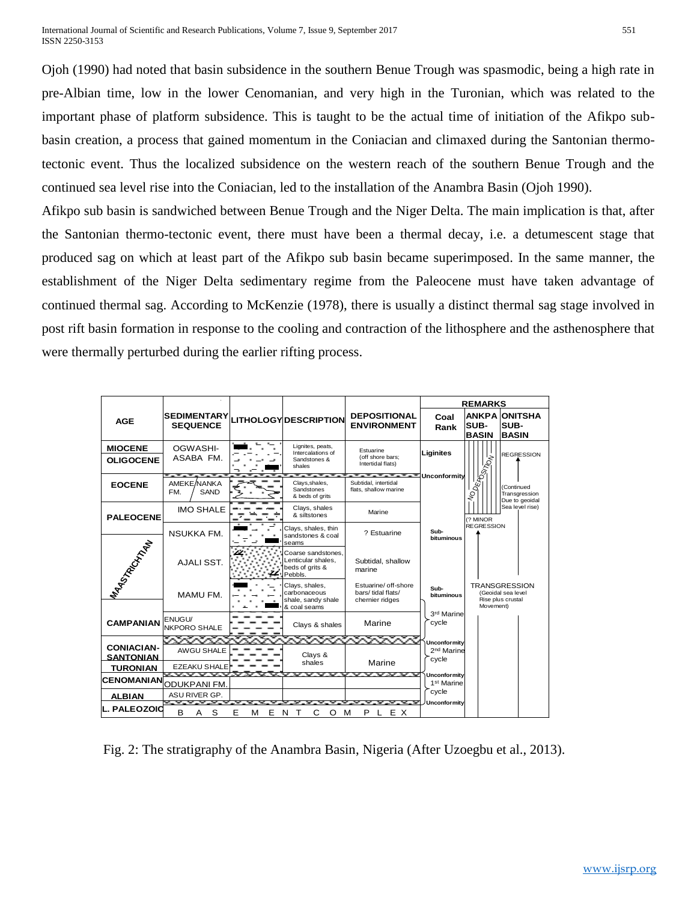Ojoh (1990) had noted that basin subsidence in the southern Benue Trough was spasmodic, being a high rate in pre-Albian time, low in the lower Cenomanian, and very high in the Turonian, which was related to the important phase of platform subsidence. This is taught to be the actual time of initiation of the Afikpo sub-basin creation, a process that gained momentum in the Coniacian and climaxed during the Santonian thermo-tectonic event. Thus the localized subsidence on the western reach of the southern Benue Trough and the continued sea level rise into the Coniacian, led to the installation of the Anambra Basin (Ojoh 1990).

Afikpo sub basin is sandwiched between Benue Trough and the Niger Delta. The main implication is that, after the Santonian thermo-tectonic event, there must have been a thermal decay, i.e. a detumescent stage that produced sag on which at least part of the Afikpo sub basin became superimposed. In the same manner, the establishment of the Niger Delta sedimentary regime from the Paleocene must have taken advantage of continued thermal sag. According to McKenzie (1978), there is usually a distinct thermal sag stage involved in post rift basin formation in response to the cooling and contraction of the lithosphere and the asthenosphere that were thermally perturbed during the earlier rifting process.

| AGE | SEDIMENTARY SEQUENCE | LITHOLOGY | DESCRIPTION | DEPOSITIONAL ENVIRONMENT | REMARKS: Coal Rank | REMARKS: ANKPA SUB-BASIN | REMARKS: ONITSHA SUB-BASIN |
|---|---|---|---|---|---|---|---|
| MIOCENE / OLIGOCENE | OGWASHI-ASABA FM. | | Lignites, peats, Intercalations of Sandstones & shales | Estuarine (off shore bars; Intertidal flats) | Liginites | NO DEPOSITION | REGRESSION |
| EOCENE | AMEKE/NANKA FM. / SAND | | Clays, shales, Sandstones & beds of grits | Subtidal, intertidal flats, shallow marine | Unconformity | | (Continued Transgression Due to geoidal Sea level rise) |
| PALEOCENE | IMO SHALE | | Clays, shales & siltstones | Marine | | (? MINOR REGRESSION | |
| | NSUKKA FM. | | Clays, shales, thin sandstones & coal seams | ? Estuarine | Sub-bituminous | | |
| MAASTRICHTIAN | AJALI SST. | | Coarse sandstones, Lenticular shales, beds of grits & Pebbls. | Subtidal, shallow marine | | | |
| | MAMU FM. | | Clays, shales, carbonaceous shale, sandy shale & coal seams | Estuarine/ off-shore bars/ tidal flats/ chernier ridges | Sub-bituminous | TRANSGRESSION (Geoidal sea level Rise plus crustal Movement) | |
| CAMPANIAN | ENUGU/ NKPORO SHALE | | Clays & shales | Marine | 3rd Marine cycle | | |
| CONIACIAN-SANTONIAN | AWGU SHALE | | Clays & shales | Marine | Unconformity; 2nd Marine cycle | | |
| TURONIAN | EZEAKU SHALE | | | | | | |
| CENOMANIAN | ODUKPANI FM. | | | | Unconformity; 1st Marine cycle | | |
| ALBIAN | ASU RIVER GP. | | | | | | |
| L. PALEOZOIC | BASEMENT COMPLEX | | | | Unconformity | | |

Fig. 2: The stratigraphy of the Anambra Basin, Nigeria (After Uzoegbu et al., 2013).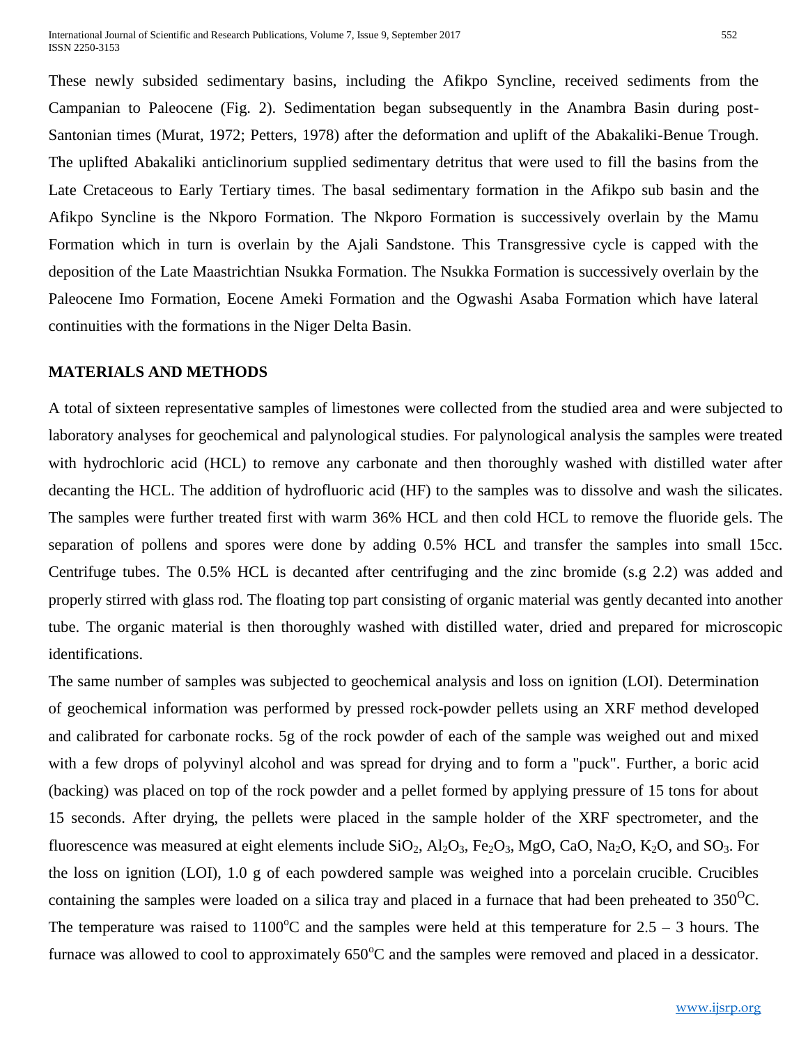These newly subsided sedimentary basins, including the Afikpo Syncline, received sediments from the Campanian to Paleocene (Fig. 2). Sedimentation began subsequently in the Anambra Basin during post-Santonian times (Murat, 1972; Petters, 1978) after the deformation and uplift of the Abakaliki-Benue Trough. The uplifted Abakaliki anticlinorium supplied sedimentary detritus that were used to fill the basins from the Late Cretaceous to Early Tertiary times. The basal sedimentary formation in the Afikpo sub basin and the Afikpo Syncline is the Nkporo Formation. The Nkporo Formation is successively overlain by the Mamu Formation which in turn is overlain by the Ajali Sandstone. This Transgressive cycle is capped with the deposition of the Late Maastrichtian Nsukka Formation. The Nsukka Formation is successively overlain by the Paleocene Imo Formation, Eocene Ameki Formation and the Ogwashi Asaba Formation which have lateral continuities with the formations in the Niger Delta Basin.

## MATERIALS AND METHODS

A total of sixteen representative samples of limestones were collected from the studied area and were subjected to laboratory analyses for geochemical and palynological studies. For palynological analysis the samples were treated with hydrochloric acid (HCL) to remove any carbonate and then thoroughly washed with distilled water after decanting the HCL. The addition of hydrofluoric acid (HF) to the samples was to dissolve and wash the silicates. The samples were further treated first with warm 36% HCL and then cold HCL to remove the fluoride gels. The separation of pollens and spores were done by adding 0.5% HCL and transfer the samples into small 15cc. Centrifuge tubes. The 0.5% HCL is decanted after centrifuging and the zinc bromide (s.g 2.2) was added and properly stirred with glass rod. The floating top part consisting of organic material was gently decanted into another tube. The organic material is then thoroughly washed with distilled water, dried and prepared for microscopic identifications.

The same number of samples was subjected to geochemical analysis and loss on ignition (LOI). Determination of geochemical information was performed by pressed rock-powder pellets using an XRF method developed and calibrated for carbonate rocks. 5g of the rock powder of each of the sample was weighed out and mixed with a few drops of polyvinyl alcohol and was spread for drying and to form a "puck". Further, a boric acid (backing) was placed on top of the rock powder and a pellet formed by applying pressure of 15 tons for about 15 seconds. After drying, the pellets were placed in the sample holder of the XRF spectrometer, and the fluorescence was measured at eight elements include $SiO_2$, $Al_2O_3$, $Fe_2O_3$, MgO, CaO, $Na_2O$, $K_2O$, and $SO_3$. For the loss on ignition (LOI), 1.0 g of each powdered sample was weighed into a porcelain crucible. Crucibles containing the samples were loaded on a silica tray and placed in a furnace that had been preheated to $350^{O}$C. The temperature was raised to $1100^{o}$C and the samples were held at this temperature for 2.5 – 3 hours. The furnace was allowed to cool to approximately $650^{o}$C and the samples were removed and placed in a dessicator.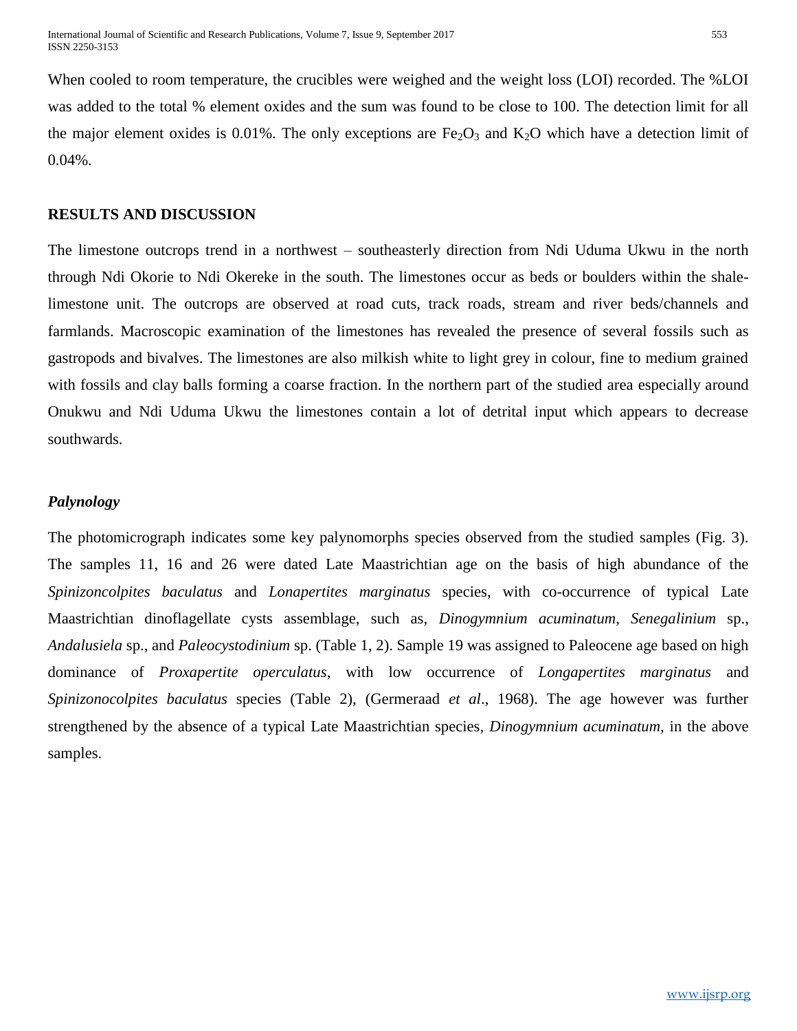When cooled to room temperature, the crucibles were weighed and the weight loss (LOI) recorded. The %LOI was added to the total % element oxides and the sum was found to be close to 100. The detection limit for all the major element oxides is 0.01%. The only exceptions are $Fe_2O_3$ and $K_2O$ which have a detection limit of 0.04%.

## RESULTS AND DISCUSSION

The limestone outcrops trend in a northwest – southeasterly direction from Ndi Uduma Ukwu in the north through Ndi Okorie to Ndi Okereke in the south. The limestones occur as beds or boulders within the shale-limestone unit. The outcrops are observed at road cuts, track roads, stream and river beds/channels and farmlands. Macroscopic examination of the limestones has revealed the presence of several fossils such as gastropods and bivalves. The limestones are also milkish white to light grey in colour, fine to medium grained with fossils and clay balls forming a coarse fraction. In the northern part of the studied area especially around Onukwu and Ndi Uduma Ukwu the limestones contain a lot of detrital input which appears to decrease southwards.

### *Palynology*

The photomicrograph indicates some key palynomorphs species observed from the studied samples (Fig. 3). The samples 11, 16 and 26 were dated Late Maastrichtian age on the basis of high abundance of the *Spinizoncolpites baculatus* and *Lonapertites marginatus* species, with co-occurrence of typical Late Maastrichtian dinoflagellate cysts assemblage, such as, *Dinogymnium acuminatum*, *Senegalinium* sp., *Andalusiela* sp., and *Paleocystodinium* sp. (Table 1, 2). Sample 19 was assigned to Paleocene age based on high dominance of *Proxapertite operculatus*, with low occurrence of *Longapertites marginatus* and *Spinizonocolpites baculatus* species (Table 2), (Germeraad *et al*., 1968). The age however was further strengthened by the absence of a typical Late Maastrichtian species, *Dinogymnium acuminatum*, in the above samples.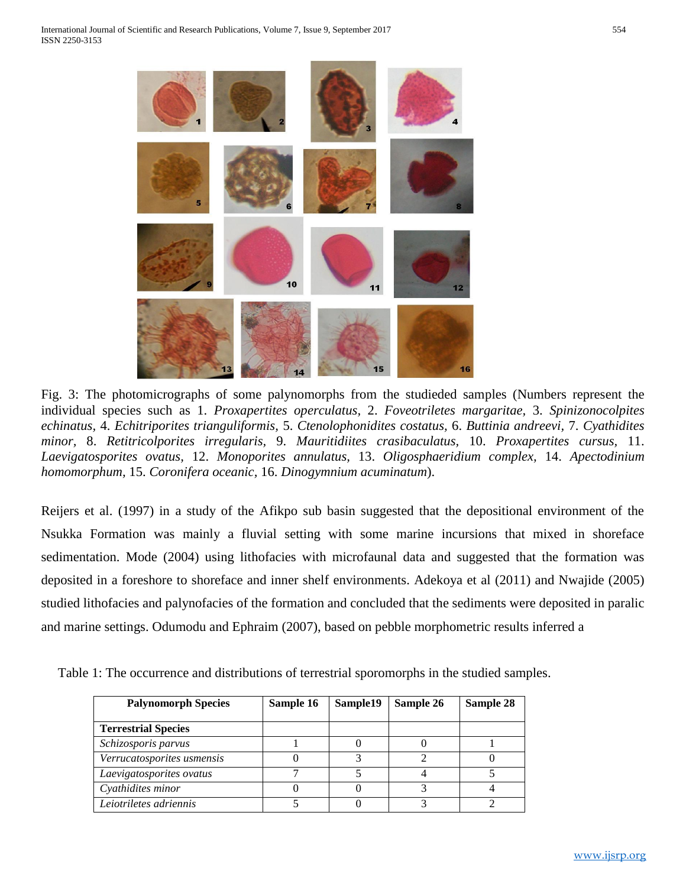Fig. 3: The photomicrographs of some palynomorphs from the studieded samples (Numbers represent the individual species such as 1. *Proxapertites operculatus,* 2. *Foveotriletes margaritae,* 3. *Spinizonocolpites echinatus*, 4. *Echitriporites trianguliformis,* 5. *Ctenolophonidites costatus,* 6. *Buttinia andreevi,* 7. *Cyathidites minor*, 8. *Retitricolporites irregularis,* 9. *Mauritidiites crasibaculatus*, 10. *Proxapertites cursus*, 11. *Laevigatosporites ovatus*, 12. *Monoporites annulatus,* 13. *Oligosphaeridium complex,* 14. *Apectodinium homomorphum,* 15. *Coronifera oceanic,* 16. *Dinogymnium acuminatum*).

Reijers et al. (1997) in a study of the Afikpo sub basin suggested that the depositional environment of the Nsukka Formation was mainly a fluvial setting with some marine incursions that mixed in shoreface sedimentation. Mode (2004) using lithofacies with microfaunal data and suggested that the formation was deposited in a foreshore to shoreface and inner shelf environments. Adekoya et al (2011) and Nwajide (2005) studied lithofacies and palynofacies of the formation and concluded that the sediments were deposited in paralic and marine settings. Odumodu and Ephraim (2007), based on pebble morphometric results inferred a

Table 1: The occurrence and distributions of terrestrial sporomorphs in the studied samples.

| Palynomorph Species | Sample 16 | Sample19 | Sample 26 | Sample 28 |
|---|---|---|---|---|
| **Terrestrial Species** | | | | |
| *Schizosporis parvus* | 1 | 0 | 0 | 1 |
| *Verrucatosporites usmensis* | 0 | 3 | 2 | 0 |
| *Laevigatosporites ovatus* | 7 | 5 | 4 | 5 |
| *Cyathidites minor* | 0 | 0 | 3 | 4 |
| *Leiotriletes adriennis* | 5 | 0 | 3 | 2 |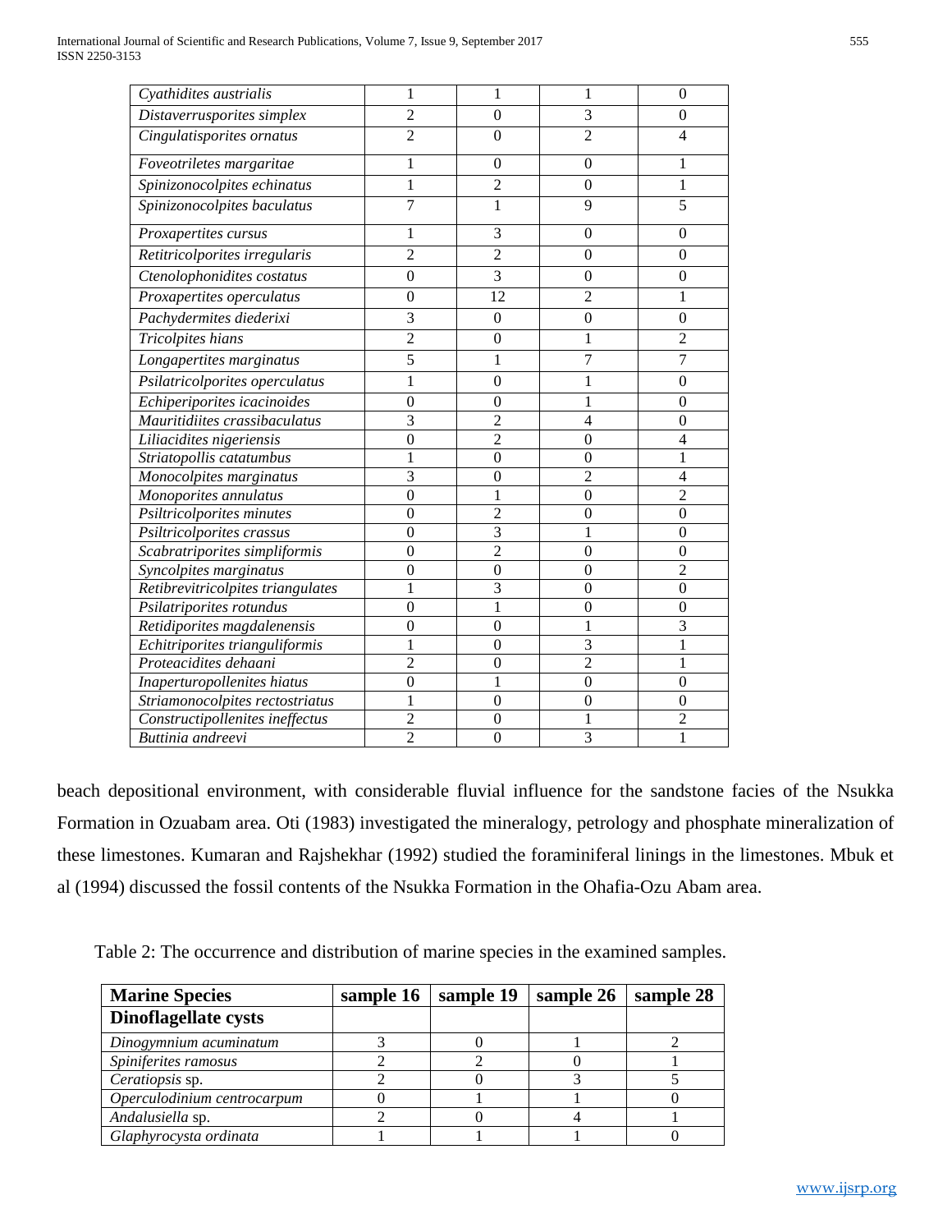| | | | | |
|---|---|---|---|---|
| *Cyathidites australis* | 1 | 1 | 1 | 0 |
| *Distaverrusporites simplex* | 2 | 0 | 3 | 0 |
| *Cingulatisporites ornatus* | 2 | 0 | 2 | 4 |
| *Foveotriletes margaritae* | 1 | 0 | 0 | 1 |
| *Spinizonocolpites echinatus* | 1 | 2 | 0 | 1 |
| *Spinizonocolpites baculatus* | 7 | 1 | 9 | 5 |
| *Proxapertites cursus* | 1 | 3 | 0 | 0 |
| *Retitricolporites irregularis* | 2 | 2 | 0 | 0 |
| *Ctenolophonidites costatus* | 0 | 3 | 0 | 0 |
| *Proxapertites operculatus* | 0 | 12 | 2 | 1 |
| *Pachydermites diederixi* | 3 | 0 | 0 | 0 |
| *Tricolpites hians* | 2 | 0 | 1 | 2 |
| *Longapertites marginatus* | 5 | 1 | 7 | 7 |
| *Psilatricolporites operculatus* | 1 | 0 | 1 | 0 |
| *Echiperiporites icacinoides* | 0 | 0 | 1 | 0 |
| *Mauritidiites crassibaculatus* | 3 | 2 | 4 | 0 |
| *Liliacidites nigeriensis* | 0 | 2 | 0 | 4 |
| *Striatopollis catatumbus* | 1 | 0 | 0 | 1 |
| *Monocolpites marginatus* | 3 | 0 | 2 | 4 |
| *Monoporites annulatus* | 0 | 1 | 0 | 2 |
| *Psiltricolporites minutes* | 0 | 2 | 0 | 0 |
| *Psiltricolporites crassus* | 0 | 3 | 1 | 0 |
| *Scabratriporites simpliformis* | 0 | 2 | 0 | 0 |
| *Syncolpites marginatus* | 0 | 0 | 0 | 2 |
| *Retibrevitricolpites triangulates* | 1 | 3 | 0 | 0 |
| *Psilatriporites rotundus* | 0 | 1 | 0 | 0 |
| *Retidiporites magdalenensis* | 0 | 0 | 1 | 3 |
| *Echitriporites trianguliformis* | 1 | 0 | 3 | 1 |
| *Proteacidites dehaani* | 2 | 0 | 2 | 1 |
| *Inaperturopollenites hiatus* | 0 | 1 | 0 | 0 |
| *Striamonocolpites rectostriatus* | 1 | 0 | 0 | 0 |
| *Constructipollenites ineffectus* | 2 | 0 | 1 | 2 |
| *Buttinia andreevi* | 2 | 0 | 3 | 1 |

beach depositional environment, with considerable fluvial influence for the sandstone facies of the Nsukka Formation in Ozuabam area. Oti (1983) investigated the mineralogy, petrology and phosphate mineralization of these limestones. Kumaran and Rajshekhar (1992) studied the foraminiferal linings in the limestones. Mbuk et al (1994) discussed the fossil contents of the Nsukka Formation in the Ohafia-Ozu Abam area.

Table 2: The occurrence and distribution of marine species in the examined samples.

| **Marine Species** | **sample 16** | **sample 19** | **sample 26** | **sample 28** |
|---|---|---|---|---|
| **Dinoflagellate cysts** | | | | |
| *Dinogymnium acuminatum* | 3 | 0 | 1 | 2 |
| *Spiniferites ramosus* | 2 | 2 | 0 | 1 |
| *Ceratiopsis* sp. | 2 | 0 | 3 | 5 |
| *Operculodinium centrocarpum* | 0 | 1 | 1 | 0 |
| *Andalusiella* sp. | 2 | 0 | 4 | 1 |
| *Glaphyrocysta ordinata* | 1 | 1 | 1 | 0 |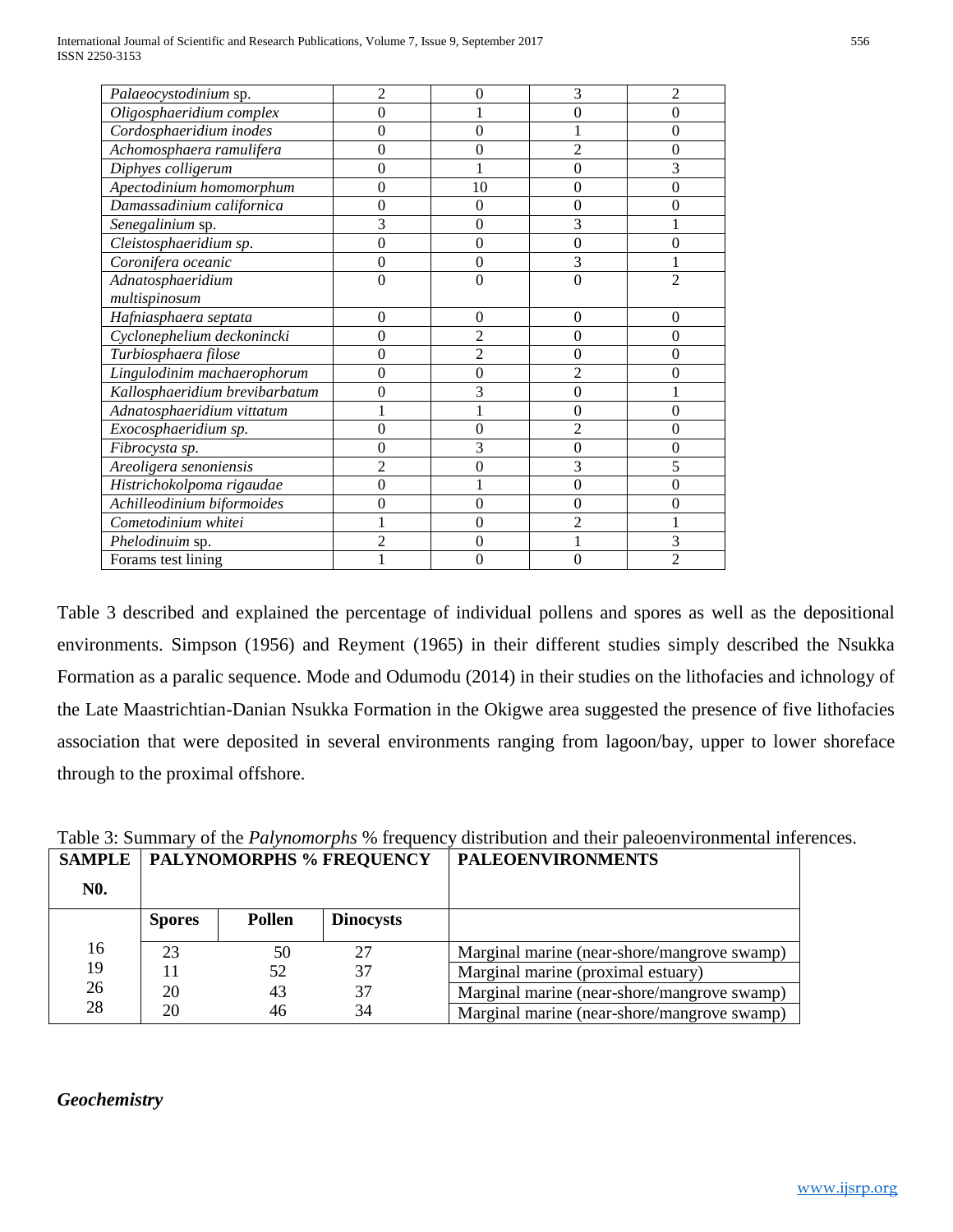| | | | | |
|---|---|---|---|---|
| *Palaeocystodinium* sp. | 2 | 0 | 3 | 2 |
| *Oligosphaeridium complex* | 0 | 1 | 0 | 0 |
| *Cordosphaeridium inodes* | 0 | 0 | 1 | 0 |
| *Achomosphaera ramulifera* | 0 | 0 | 2 | 0 |
| *Diphyes colligerum* | 0 | 1 | 0 | 3 |
| *Apectodinium homomorphum* | 0 | 10 | 0 | 0 |
| *Damassadinium californica* | 0 | 0 | 0 | 0 |
| *Senegalinium* sp. | 3 | 0 | 3 | 1 |
| *Cleistosphaeridium sp.* | 0 | 0 | 0 | 0 |
| *Coronifera oceanic* | 0 | 0 | 3 | 1 |
| *Adnatosphaeridium multispinosum* | 0 | 0 | 0 | 2 |
| *Hafniasphaera septata* | 0 | 0 | 0 | 0 |
| *Cyclonephelium deckonincki* | 0 | 2 | 0 | 0 |
| *Turbiosphaera filose* | 0 | 2 | 0 | 0 |
| *Lingulodinim machaerophorum* | 0 | 0 | 2 | 0 |
| *Kallosphaeridium brevibarbatum* | 0 | 3 | 0 | 1 |
| *Adnatosphaeridium vittatum* | 1 | 1 | 0 | 0 |
| *Exocosphaeridium sp.* | 0 | 0 | 2 | 0 |
| *Fibrocysta sp.* | 0 | 3 | 0 | 0 |
| *Areoligera senoniensis* | 2 | 0 | 3 | 5 |
| *Histrichokolpoma rigaudae* | 0 | 1 | 0 | 0 |
| *Achilleodinium biformoides* | 0 | 0 | 0 | 0 |
| *Cometodinium whitei* | 1 | 0 | 2 | 1 |
| *Phelodinuim* sp. | 2 | 0 | 1 | 3 |
| Forams test lining | 1 | 0 | 0 | 2 |

Table 3 described and explained the percentage of individual pollens and spores as well as the depositional environments. Simpson (1956) and Reyment (1965) in their different studies simply described the Nsukka Formation as a paralic sequence. Mode and Odumodu (2014) in their studies on the lithofacies and ichnology of the Late Maastrichtian-Danian Nsukka Formation in the Okigwe area suggested the presence of five lithofacies association that were deposited in several environments ranging from lagoon/bay, upper to lower shoreface through to the proximal offshore.

Table 3: Summary of the *Palynomorphs* % frequency distribution and their paleoenvironmental inferences.

| SAMPLE N0. | PALYNOMORPHS % FREQUENCY | | | PALEOENVIRONMENTS |
|---|---|---|---|---|
| | Spores | Pollen | Dinocysts | |
| 16 | 23 | 50 | 27 | Marginal marine (near-shore/mangrove swamp) |
| 19 | 11 | 52 | 37 | Marginal marine (proximal estuary) |
| 26 | 20 | 43 | 37 | Marginal marine (near-shore/mangrove swamp) |
| 28 | 20 | 46 | 34 | Marginal marine (near-shore/mangrove swamp) |

### *Geochemistry*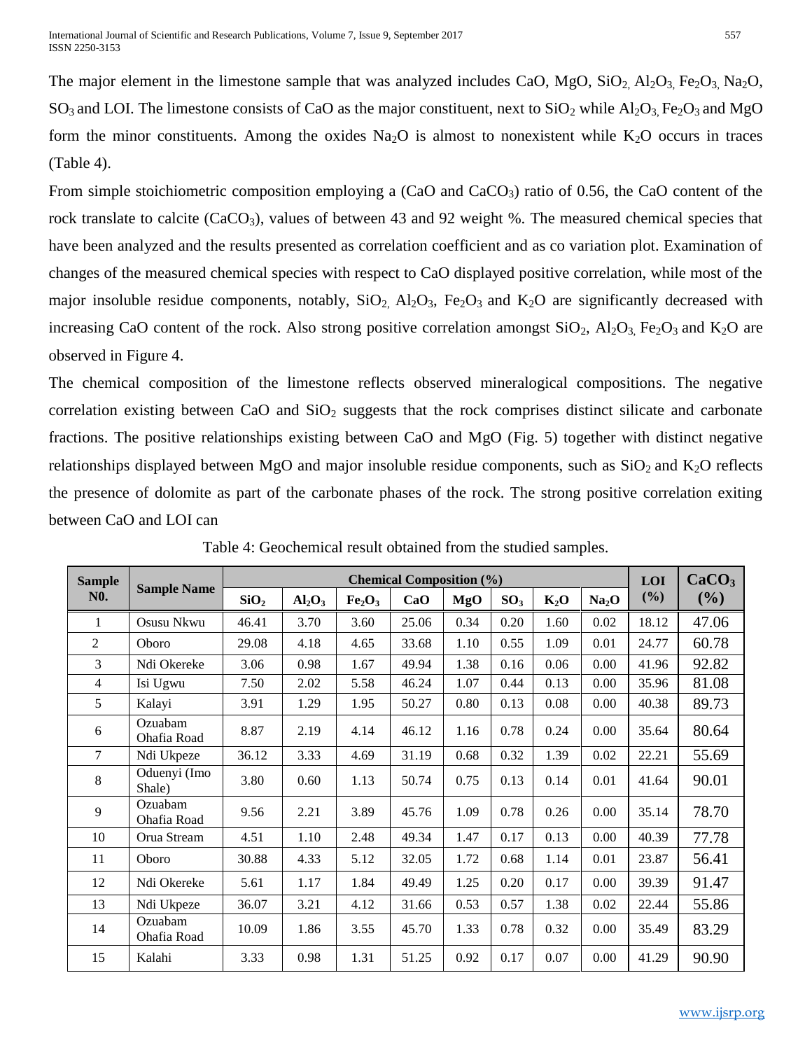The major element in the limestone sample that was analyzed includes CaO, MgO, $SiO_2$, $Al_2O_3$, $Fe_2O_3$, $Na_2O$, $SO_3$ and LOI. The limestone consists of CaO as the major constituent, next to $SiO_2$ while $Al_2O_3$, $Fe_2O_3$ and MgO form the minor constituents. Among the oxides $Na_2O$ is almost to nonexistent while $K_2O$ occurs in traces (Table 4).

From simple stoichiometric composition employing a (CaO and $CaCO_3$) ratio of 0.56, the CaO content of the rock translate to calcite ($CaCO_3$), values of between 43 and 92 weight %. The measured chemical species that have been analyzed and the results presented as correlation coefficient and as co variation plot. Examination of changes of the measured chemical species with respect to CaO displayed positive correlation, while most of the major insoluble residue components, notably, $SiO_2$, $Al_2O_3$, $Fe_2O_3$ and $K_2O$ are significantly decreased with increasing CaO content of the rock. Also strong positive correlation amongst $SiO_2$, $Al_2O_3$, $Fe_2O_3$ and $K_2O$ are observed in Figure 4.

The chemical composition of the limestone reflects observed mineralogical compositions. The negative correlation existing between CaO and $SiO_2$ suggests that the rock comprises distinct silicate and carbonate fractions. The positive relationships existing between CaO and MgO (Fig. 5) together with distinct negative relationships displayed between MgO and major insoluble residue components, such as $SiO_2$ and $K_2O$ reflects the presence of dolomite as part of the carbonate phases of the rock. The strong positive correlation exiting between CaO and LOI can

Table 4: Geochemical result obtained from the studied samples.

| Sample N0. | Sample Name | Chemical Composition (%) | | | | | | | | LOI (%) | $CaCO_3$ (%) |
|---|---|---|---|---|---|---|---|---|---|---|---|
| | | $SiO_2$ | $Al_2O_3$ | $Fe_2O_3$ | CaO | MgO | $SO_3$ | $K_2O$ | $Na_2O$ | | |
| 1 | Osusu Nkwu | 46.41 | 3.70 | 3.60 | 25.06 | 0.34 | 0.20 | 1.60 | 0.02 | 18.12 | 47.06 |
| 2 | Oboro | 29.08 | 4.18 | 4.65 | 33.68 | 1.10 | 0.55 | 1.09 | 0.01 | 24.77 | 60.78 |
| 3 | Ndi Okereke | 3.06 | 0.98 | 1.67 | 49.94 | 1.38 | 0.16 | 0.06 | 0.00 | 41.96 | 92.82 |
| 4 | Isi Ugwu | 7.50 | 2.02 | 5.58 | 46.24 | 1.07 | 0.44 | 0.13 | 0.00 | 35.96 | 81.08 |
| 5 | Kalayi | 3.91 | 1.29 | 1.95 | 50.27 | 0.80 | 0.13 | 0.08 | 0.00 | 40.38 | 89.73 |
| 6 | Ozuabam Ohafia Road | 8.87 | 2.19 | 4.14 | 46.12 | 1.16 | 0.78 | 0.24 | 0.00 | 35.64 | 80.64 |
| 7 | Ndi Ukpeze | 36.12 | 3.33 | 4.69 | 31.19 | 0.68 | 0.32 | 1.39 | 0.02 | 22.21 | 55.69 |
| 8 | Oduenyi (Imo Shale) | 3.80 | 0.60 | 1.13 | 50.74 | 0.75 | 0.13 | 0.14 | 0.01 | 41.64 | 90.01 |
| 9 | Ozuabam Ohafia Road | 9.56 | 2.21 | 3.89 | 45.76 | 1.09 | 0.78 | 0.26 | 0.00 | 35.14 | 78.70 |
| 10 | Orua Stream | 4.51 | 1.10 | 2.48 | 49.34 | 1.47 | 0.17 | 0.13 | 0.00 | 40.39 | 77.78 |
| 11 | Oboro | 30.88 | 4.33 | 5.12 | 32.05 | 1.72 | 0.68 | 1.14 | 0.01 | 23.87 | 56.41 |
| 12 | Ndi Okereke | 5.61 | 1.17 | 1.84 | 49.49 | 1.25 | 0.20 | 0.17 | 0.00 | 39.39 | 91.47 |
| 13 | Ndi Ukpeze | 36.07 | 3.21 | 4.12 | 31.66 | 0.53 | 0.57 | 1.38 | 0.02 | 22.44 | 55.86 |
| 14 | Ozuabam Ohafia Road | 10.09 | 1.86 | 3.55 | 45.70 | 1.33 | 0.78 | 0.32 | 0.00 | 35.49 | 83.29 |
| 15 | Kalahi | 3.33 | 0.98 | 1.31 | 51.25 | 0.92 | 0.17 | 0.07 | 0.00 | 41.29 | 90.90 |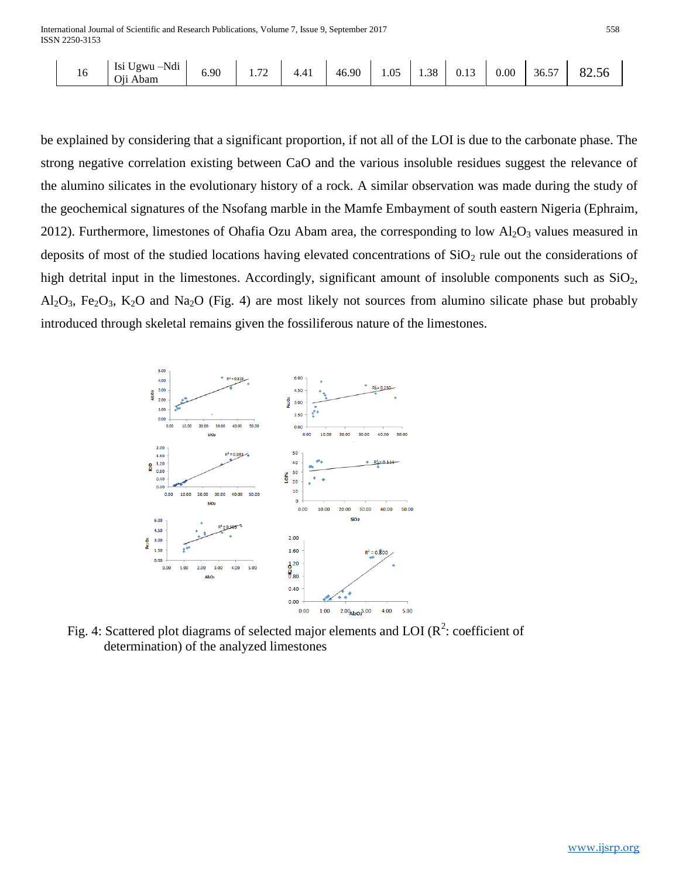| 16 | Isi Ugwu –Ndi Oji Abam | 6.90 | 1.72 | 4.41 | 46.90 | 1.05 | 1.38 | 0.13 | 0.00 | 36.57 | 82.56 |
|---|---|---|---|---|---|---|---|---|---|---|---|

be explained by considering that a significant proportion, if not all of the LOI is due to the carbonate phase. The strong negative correlation existing between CaO and the various insoluble residues suggest the relevance of the alumino silicates in the evolutionary history of a rock. A similar observation was made during the study of the geochemical signatures of the Nsofang marble in the Mamfe Embayment of south eastern Nigeria (Ephraim, 2012). Furthermore, limestones of Ohafia Ozu Abam area, the corresponding to low $Al_2O_3$ values measured in deposits of most of the studied locations having elevated concentrations of $SiO_2$ rule out the considerations of high detrital input in the limestones. Accordingly, significant amount of insoluble components such as $SiO_2$, $Al_2O_3$, $Fe_2O_3$, $K_2O$ and $Na_2O$ (Fig. 4) are most likely not sources from alumino silicate phase but probably introduced through skeletal remains given the fossiliferous nature of the limestones.

Fig. 4: Scattered plot diagrams of selected major elements and LOI ($R^2$: coefficient of determination) of the analyzed limestones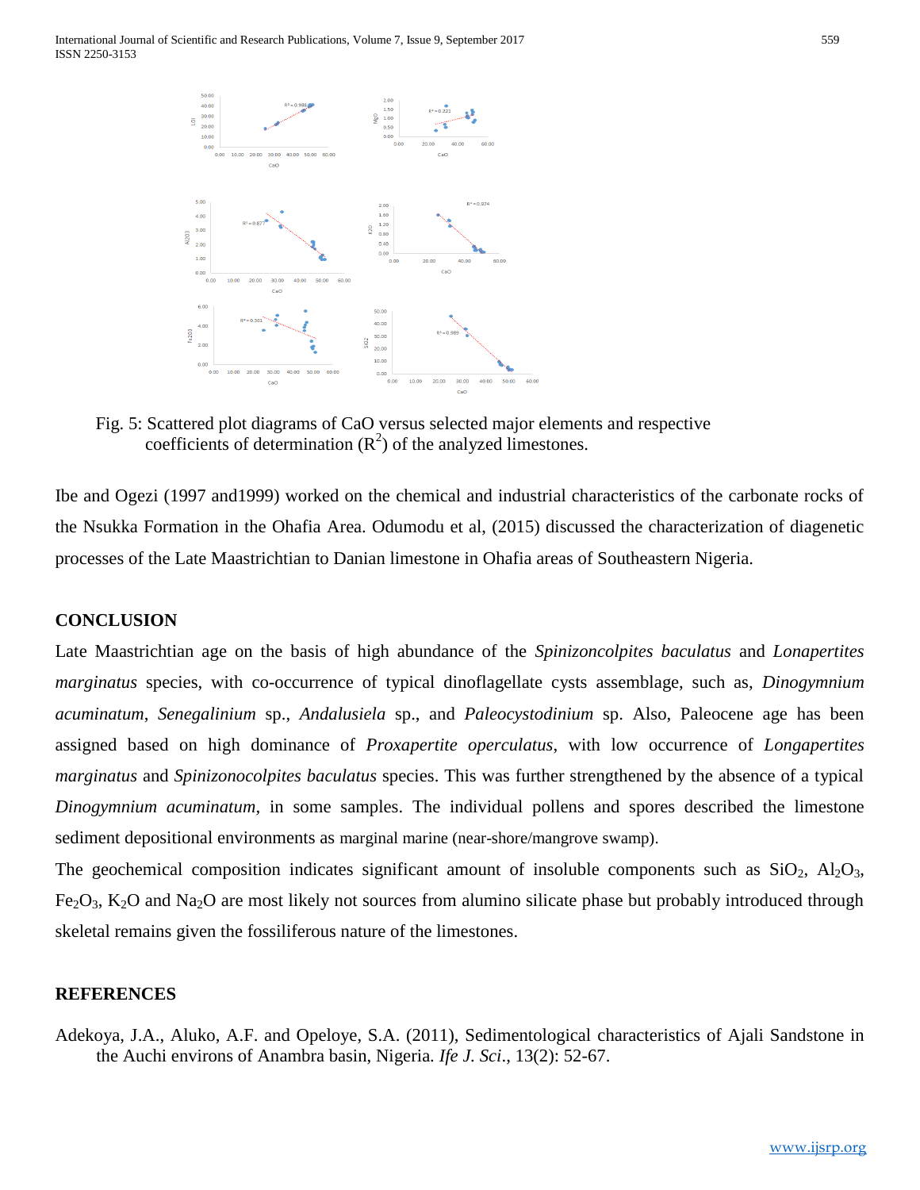Fig. 5: Scattered plot diagrams of CaO versus selected major elements and respective coefficients of determination ($R^2$) of the analyzed limestones.

Ibe and Ogezi (1997 and1999) worked on the chemical and industrial characteristics of the carbonate rocks of the Nsukka Formation in the Ohafia Area. Odumodu et al, (2015) discussed the characterization of diagenetic processes of the Late Maastrichtian to Danian limestone in Ohafia areas of Southeastern Nigeria.

## CONCLUSION

Late Maastrichtian age on the basis of high abundance of the *Spinizoncolpites baculatus* and *Lonapertites marginatus* species, with co-occurrence of typical dinoflagellate cysts assemblage, such as, *Dinogymnium acuminatum*, *Senegalinium* sp., *Andalusiela* sp., and *Paleocystodinium* sp. Also, Paleocene age has been assigned based on high dominance of *Proxapertite operculatus*, with low occurrence of *Longapertites marginatus* and *Spinizonocolpites baculatus* species. This was further strengthened by the absence of a typical *Dinogymnium acuminatum*, in some samples. The individual pollens and spores described the limestone sediment depositional environments as marginal marine (near-shore/mangrove swamp).

The geochemical composition indicates significant amount of insoluble components such as $SiO_2$, $Al_2O_3$, $Fe_2O_3$, $K_2O$ and $Na_2O$ are most likely not sources from alumino silicate phase but probably introduced through skeletal remains given the fossiliferous nature of the limestones.

## REFERENCES

Adekoya, J.A., Aluko, A.F. and Opeloye, S.A. (2011), Sedimentological characteristics of Ajali Sandstone in the Auchi environs of Anambra basin, Nigeria. *Ife J. Sci*., 13(2): 52-67.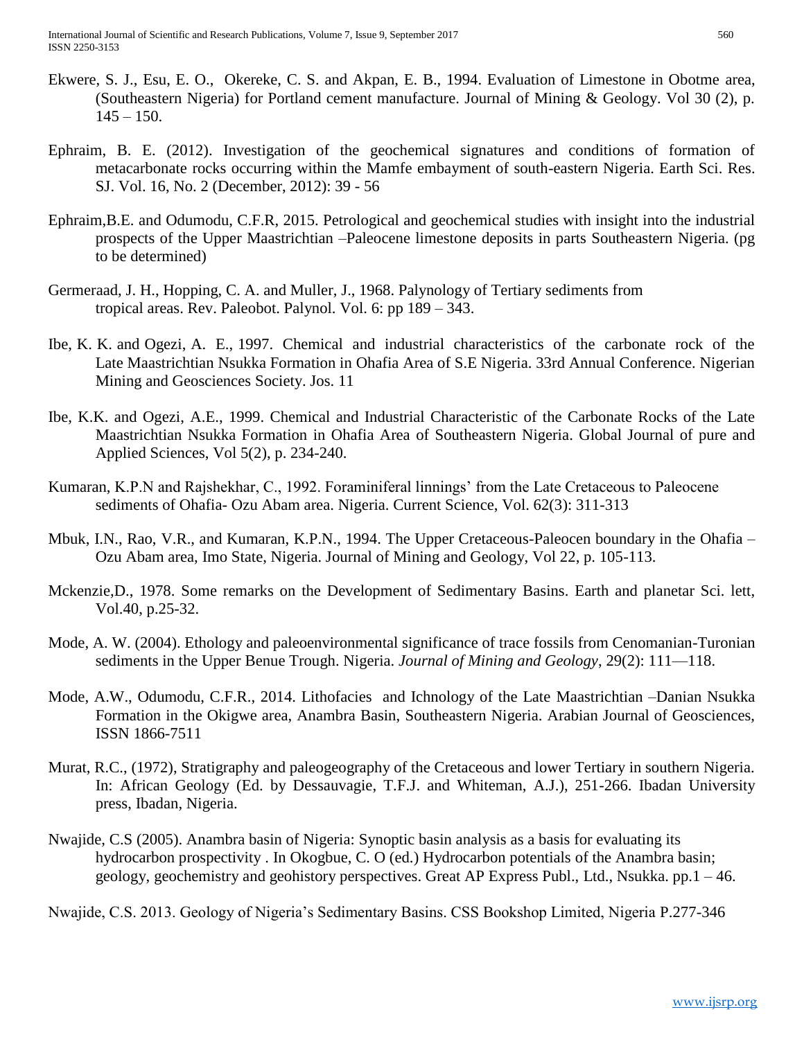Ekwere, S. J., Esu, E. O., Okereke, C. S. and Akpan, E. B., 1994. Evaluation of Limestone in Obotme area, (Southeastern Nigeria) for Portland cement manufacture. Journal of Mining & Geology. Vol 30 (2), p. 145 – 150.

Ephraim, B. E. (2012). Investigation of the geochemical signatures and conditions of formation of metacarbonate rocks occurring within the Mamfe embayment of south-eastern Nigeria. Earth Sci. Res. SJ. Vol. 16, No. 2 (December, 2012): 39 - 56

Ephraim,B.E. and Odumodu, C.F.R, 2015. Petrological and geochemical studies with insight into the industrial prospects of the Upper Maastrichtian –Paleocene limestone deposits in parts Southeastern Nigeria. (pg to be determined)

Germeraad, J. H., Hopping, C. A. and Muller, J., 1968. Palynology of Tertiary sediments from tropical areas. Rev. Paleobot. Palynol. Vol. 6: pp 189 – 343.

Ibe, K. K. and Ogezi, A. E., 1997. Chemical and industrial characteristics of the carbonate rock of the Late Maastrichtian Nsukka Formation in Ohafia Area of S.E Nigeria. 33rd Annual Conference. Nigerian Mining and Geosciences Society. Jos. 11

Ibe, K.K. and Ogezi, A.E., 1999. Chemical and Industrial Characteristic of the Carbonate Rocks of the Late Maastrichtian Nsukka Formation in Ohafia Area of Southeastern Nigeria. Global Journal of pure and Applied Sciences, Vol 5(2), p. 234-240.

Kumaran, K.P.N and Rajshekhar, C., 1992. Foraminiferal linnings' from the Late Cretaceous to Paleocene sediments of Ohafia- Ozu Abam area. Nigeria. Current Science, Vol. 62(3): 311-313

Mbuk, I.N., Rao, V.R., and Kumaran, K.P.N., 1994. The Upper Cretaceous-Paleocen boundary in the Ohafia – Ozu Abam area, Imo State, Nigeria. Journal of Mining and Geology, Vol 22, p. 105-113.

Mckenzie,D., 1978. Some remarks on the Development of Sedimentary Basins. Earth and planetar Sci. lett, Vol.40, p.25-32.

Mode, A. W. (2004). Ethology and paleoenvironmental significance of trace fossils from Cenomanian-Turonian sediments in the Upper Benue Trough. Nigeria. *Journal of Mining and Geology*, 29(2): 111—118.

Mode, A.W., Odumodu, C.F.R., 2014. Lithofacies and Ichnology of the Late Maastrichtian –Danian Nsukka Formation in the Okigwe area, Anambra Basin, Southeastern Nigeria. Arabian Journal of Geosciences, ISSN 1866-7511

Murat, R.C., (1972), Stratigraphy and paleogeography of the Cretaceous and lower Tertiary in southern Nigeria. In: African Geology (Ed. by Dessauvagie, T.F.J. and Whiteman, A.J.), 251-266. Ibadan University press, Ibadan, Nigeria.

Nwajide, C.S (2005). Anambra basin of Nigeria: Synoptic basin analysis as a basis for evaluating its hydrocarbon prospectivity . In Okogbue, C. O (ed.) Hydrocarbon potentials of the Anambra basin; geology, geochemistry and geohistory perspectives. Great AP Express Publ., Ltd., Nsukka. pp.1 – 46.

Nwajide, C.S. 2013. Geology of Nigeria's Sedimentary Basins. CSS Bookshop Limited, Nigeria P.277-346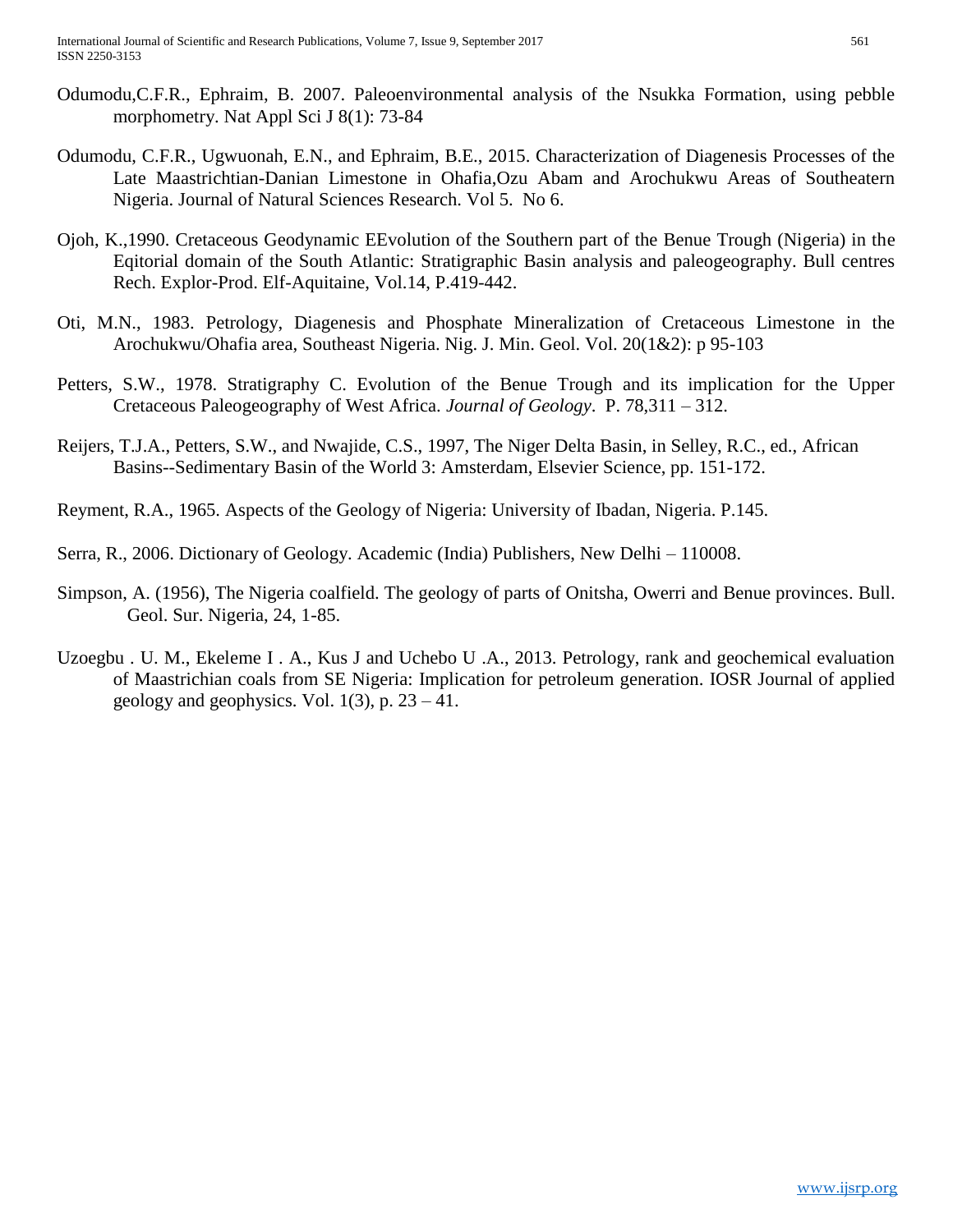Odumodu,C.F.R., Ephraim, B. 2007. Paleoenvironmental analysis of the Nsukka Formation, using pebble morphometry. Nat Appl Sci J 8(1): 73-84

Odumodu, C.F.R., Ugwuonah, E.N., and Ephraim, B.E., 2015. Characterization of Diagenesis Processes of the Late Maastrichtian-Danian Limestone in Ohafia,Ozu Abam and Arochukwu Areas of Southeatern Nigeria. Journal of Natural Sciences Research. Vol 5. No 6.

Ojoh, K.,1990. Cretaceous Geodynamic EEvolution of the Southern part of the Benue Trough (Nigeria) in the Eqitorial domain of the South Atlantic: Stratigraphic Basin analysis and paleogeography. Bull centres Rech. Explor-Prod. Elf-Aquitaine, Vol.14, P.419-442.

Oti, M.N., 1983. Petrology, Diagenesis and Phosphate Mineralization of Cretaceous Limestone in the Arochukwu/Ohafia area, Southeast Nigeria. Nig. J. Min. Geol. Vol. 20(1&2): p 95-103

Petters, S.W., 1978. Stratigraphy C. Evolution of the Benue Trough and its implication for the Upper Cretaceous Paleogeography of West Africa. *Journal of Geology*. P. 78,311 – 312.

Reijers, T.J.A., Petters, S.W., and Nwajide, C.S., 1997, The Niger Delta Basin, in Selley, R.C., ed., African Basins--Sedimentary Basin of the World 3: Amsterdam, Elsevier Science, pp. 151-172.

Reyment, R.A., 1965. Aspects of the Geology of Nigeria: University of Ibadan, Nigeria. P.145.

Serra, R., 2006. Dictionary of Geology. Academic (India) Publishers, New Delhi – 110008.

Simpson, A. (1956), The Nigeria coalfield. The geology of parts of Onitsha, Owerri and Benue provinces. Bull. Geol. Sur. Nigeria, 24, 1-85.

Uzoegbu . U. M., Ekeleme I . A., Kus J and Uchebo U .A., 2013. Petrology, rank and geochemical evaluation of Maastrichian coals from SE Nigeria: Implication for petroleum generation. IOSR Journal of applied geology and geophysics. Vol. 1(3), p. 23 – 41.